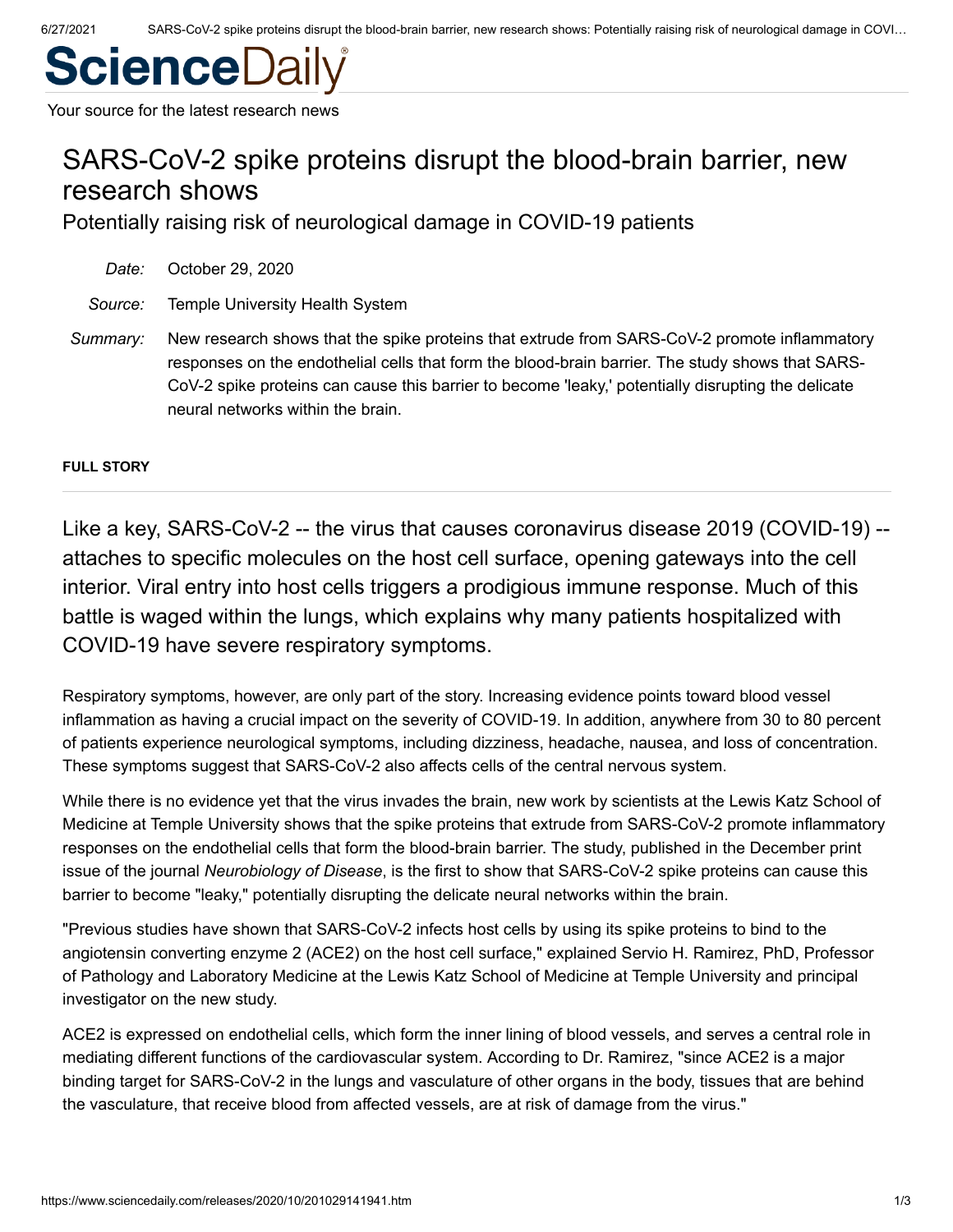# ScienceDaily

Your source for the latest research news

## SARS-CoV-2 spike proteins disrupt the blood-brain barrier, new research shows

Potentially raising risk of neurological damage in COVID-19 patients

*Date:* October 29, 2020

*Source:* Temple University Health System

*Summary:* New research shows that the spike proteins that extrude from SARS-CoV-2 promote inflammatory responses on the endothelial cells that form the blood-brain barrier. The study shows that SARS-CoV-2 spike proteins can cause this barrier to become 'leaky,' potentially disrupting the delicate neural networks within the brain.

**FULL STORY**

Like a key, SARS-CoV-2 -- the virus that causes coronavirus disease 2019 (COVID-19) -- attaches to specific molecules on the host cell surface, opening gateways into the cell interior. Viral entry into host cells triggers a prodigious immune response. Much of this battle is waged within the lungs, which explains why many patients hospitalized with COVID-19 have severe respiratory symptoms.

Respiratory symptoms, however, are only part of the story. Increasing evidence points toward blood vessel inflammation as having a crucial impact on the severity of COVID-19. In addition, anywhere from 30 to 80 percent of patients experience neurological symptoms, including dizziness, headache, nausea, and loss of concentration. These symptoms suggest that SARS-CoV-2 also affects cells of the central nervous system.

While there is no evidence yet that the virus invades the brain, new work by scientists at the Lewis Katz School of Medicine at Temple University shows that the spike proteins that extrude from SARS-CoV-2 promote inflammatory responses on the endothelial cells that form the blood-brain barrier. The study, published in the December print issue of the journal *Neurobiology of Disease*, is the first to show that SARS-CoV-2 spike proteins can cause this barrier to become "leaky," potentially disrupting the delicate neural networks within the brain.

"Previous studies have shown that SARS-CoV-2 infects host cells by using its spike proteins to bind to the angiotensin converting enzyme 2 (ACE2) on the host cell surface," explained Servio H. Ramirez, PhD, Professor of Pathology and Laboratory Medicine at the Lewis Katz School of Medicine at Temple University and principal investigator on the new study.

ACE2 is expressed on endothelial cells, which form the inner lining of blood vessels, and serves a central role in mediating different functions of the cardiovascular system. According to Dr. Ramirez, "since ACE2 is a major binding target for SARS-CoV-2 in the lungs and vasculature of other organs in the body, tissues that are behind the vasculature, that receive blood from affected vessels, are at risk of damage from the virus."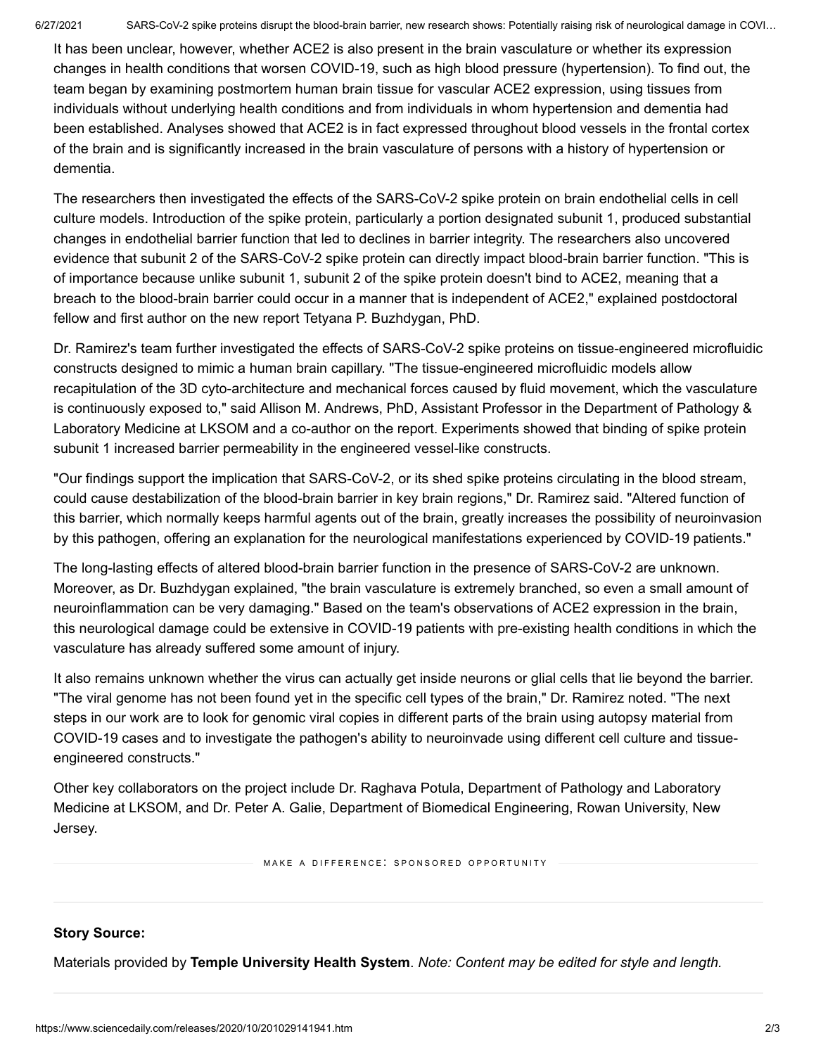It has been unclear, however, whether ACE2 is also present in the brain vasculature or whether its expression changes in health conditions that worsen COVID-19, such as high blood pressure (hypertension). To find out, the team began by examining postmortem human brain tissue for vascular ACE2 expression, using tissues from individuals without underlying health conditions and from individuals in whom hypertension and dementia had been established. Analyses showed that ACE2 is in fact expressed throughout blood vessels in the frontal cortex of the brain and is significantly increased in the brain vasculature of persons with a history of hypertension or dementia.

The researchers then investigated the effects of the SARS-CoV-2 spike protein on brain endothelial cells in cell culture models. Introduction of the spike protein, particularly a portion designated subunit 1, produced substantial changes in endothelial barrier function that led to declines in barrier integrity. The researchers also uncovered evidence that subunit 2 of the SARS-CoV-2 spike protein can directly impact blood-brain barrier function. "This is of importance because unlike subunit 1, subunit 2 of the spike protein doesn't bind to ACE2, meaning that a breach to the blood-brain barrier could occur in a manner that is independent of ACE2," explained postdoctoral fellow and first author on the new report Tetyana P. Buzhdygan, PhD.

Dr. Ramirez's team further investigated the effects of SARS-CoV-2 spike proteins on tissue-engineered microfluidic constructs designed to mimic a human brain capillary. "The tissue-engineered microfluidic models allow recapitulation of the 3D cyto-architecture and mechanical forces caused by fluid movement, which the vasculature is continuously exposed to," said Allison M. Andrews, PhD, Assistant Professor in the Department of Pathology & Laboratory Medicine at LKSOM and a co-author on the report. Experiments showed that binding of spike protein subunit 1 increased barrier permeability in the engineered vessel-like constructs.

"Our findings support the implication that SARS-CoV-2, or its shed spike proteins circulating in the blood stream, could cause destabilization of the blood-brain barrier in key brain regions," Dr. Ramirez said. "Altered function of this barrier, which normally keeps harmful agents out of the brain, greatly increases the possibility of neuroinvasion by this pathogen, offering an explanation for the neurological manifestations experienced by COVID-19 patients."

The long-lasting effects of altered blood-brain barrier function in the presence of SARS-CoV-2 are unknown. Moreover, as Dr. Buzhdygan explained, "the brain vasculature is extremely branched, so even a small amount of neuroinflammation can be very damaging." Based on the team's observations of ACE2 expression in the brain, this neurological damage could be extensive in COVID-19 patients with pre-existing health conditions in which the vasculature has already suffered some amount of injury.

It also remains unknown whether the virus can actually get inside neurons or glial cells that lie beyond the barrier. "The viral genome has not been found yet in the specific cell types of the brain," Dr. Ramirez noted. "The next steps in our work are to look for genomic viral copies in different parts of the brain using autopsy material from COVID-19 cases and to investigate the pathogen's ability to neuroinvade using different cell culture and tissue-engineered constructs."

Other key collaborators on the project include Dr. Raghava Potula, Department of Pathology and Laboratory Medicine at LKSOM, and Dr. Peter A. Galie, Department of Biomedical Engineering, Rowan University, New Jersey.

MAKE A DIFFERENCE: SPONSORED OPPORTUNITY

**Story Source:**

Materials provided by **Temple University Health System**. *Note: Content may be edited for style and length.*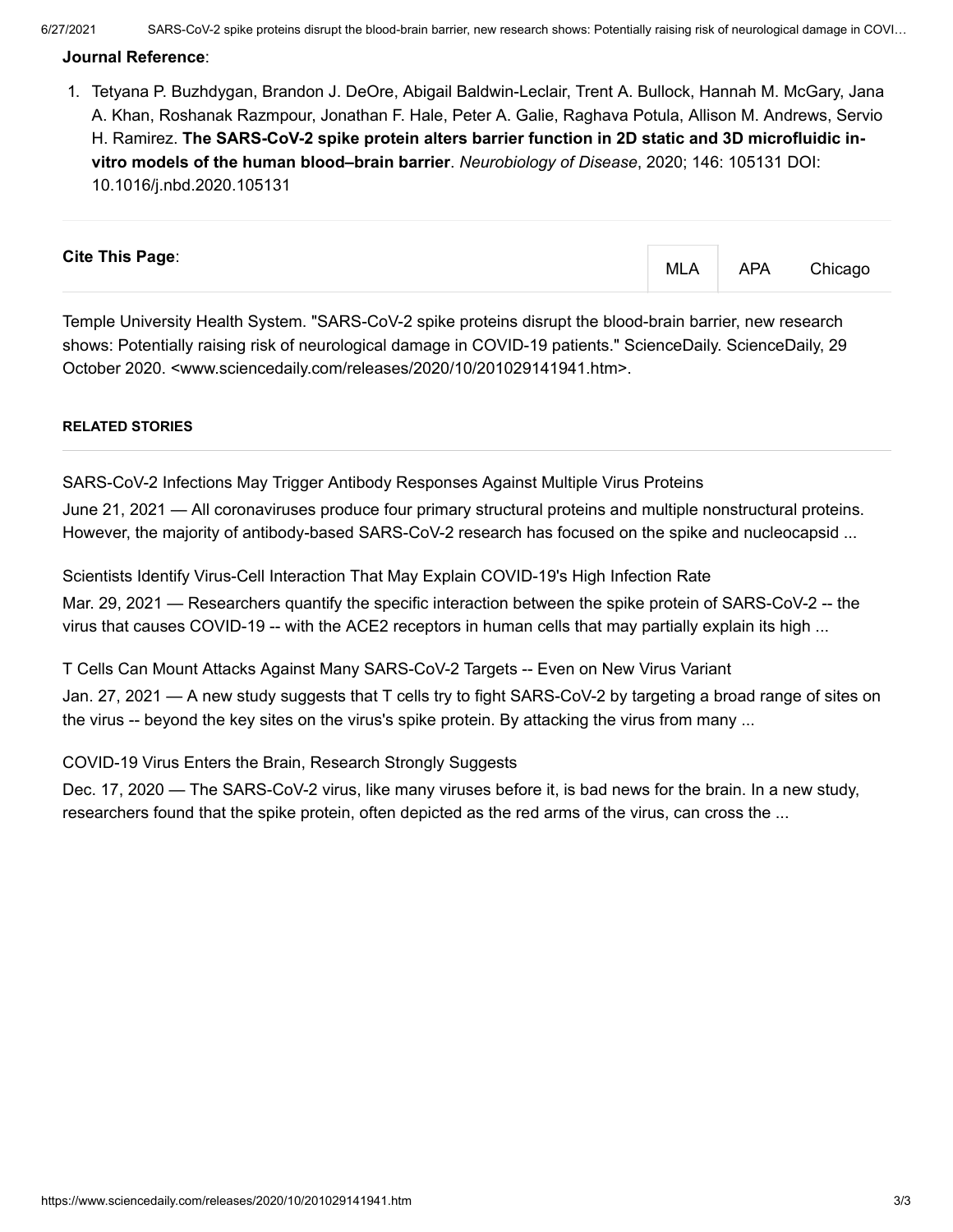**Journal Reference**:

1. Tetyana P. Buzhdygan, Brandon J. DeOre, Abigail Baldwin-Leclair, Trent A. Bullock, Hannah M. McGary, Jana A. Khan, Roshanak Razmpour, Jonathan F. Hale, Peter A. Galie, Raghava Potula, Allison M. Andrews, Servio H. Ramirez. **The SARS-CoV-2 spike protein alters barrier function in 2D static and 3D microfluidic in-vitro models of the human blood–brain barrier**. *Neurobiology of Disease*, 2020; 146: 105131 DOI: 10.1016/j.nbd.2020.105131

**Cite This Page**:

MLA APA Chicago

Temple University Health System. "SARS-CoV-2 spike proteins disrupt the blood-brain barrier, new research shows: Potentially raising risk of neurological damage in COVID-19 patients." ScienceDaily. ScienceDaily, 29 October 2020. <www.sciencedaily.com/releases/2020/10/201029141941.htm>.

**RELATED STORIES**

SARS-CoV-2 Infections May Trigger Antibody Responses Against Multiple Virus Proteins

June 21, 2021 — All coronaviruses produce four primary structural proteins and multiple nonstructural proteins. However, the majority of antibody-based SARS-CoV-2 research has focused on the spike and nucleocapsid ...

Scientists Identify Virus-Cell Interaction That May Explain COVID-19's High Infection Rate

Mar. 29, 2021 — Researchers quantify the specific interaction between the spike protein of SARS-CoV-2 -- the virus that causes COVID-19 -- with the ACE2 receptors in human cells that may partially explain its high ...

T Cells Can Mount Attacks Against Many SARS-CoV-2 Targets -- Even on New Virus Variant

Jan. 27, 2021 — A new study suggests that T cells try to fight SARS-CoV-2 by targeting a broad range of sites on the virus -- beyond the key sites on the virus's spike protein. By attacking the virus from many ...

COVID-19 Virus Enters the Brain, Research Strongly Suggests

Dec. 17, 2020 — The SARS-CoV-2 virus, like many viruses before it, is bad news for the brain. In a new study, researchers found that the spike protein, often depicted as the red arms of the virus, can cross the ...